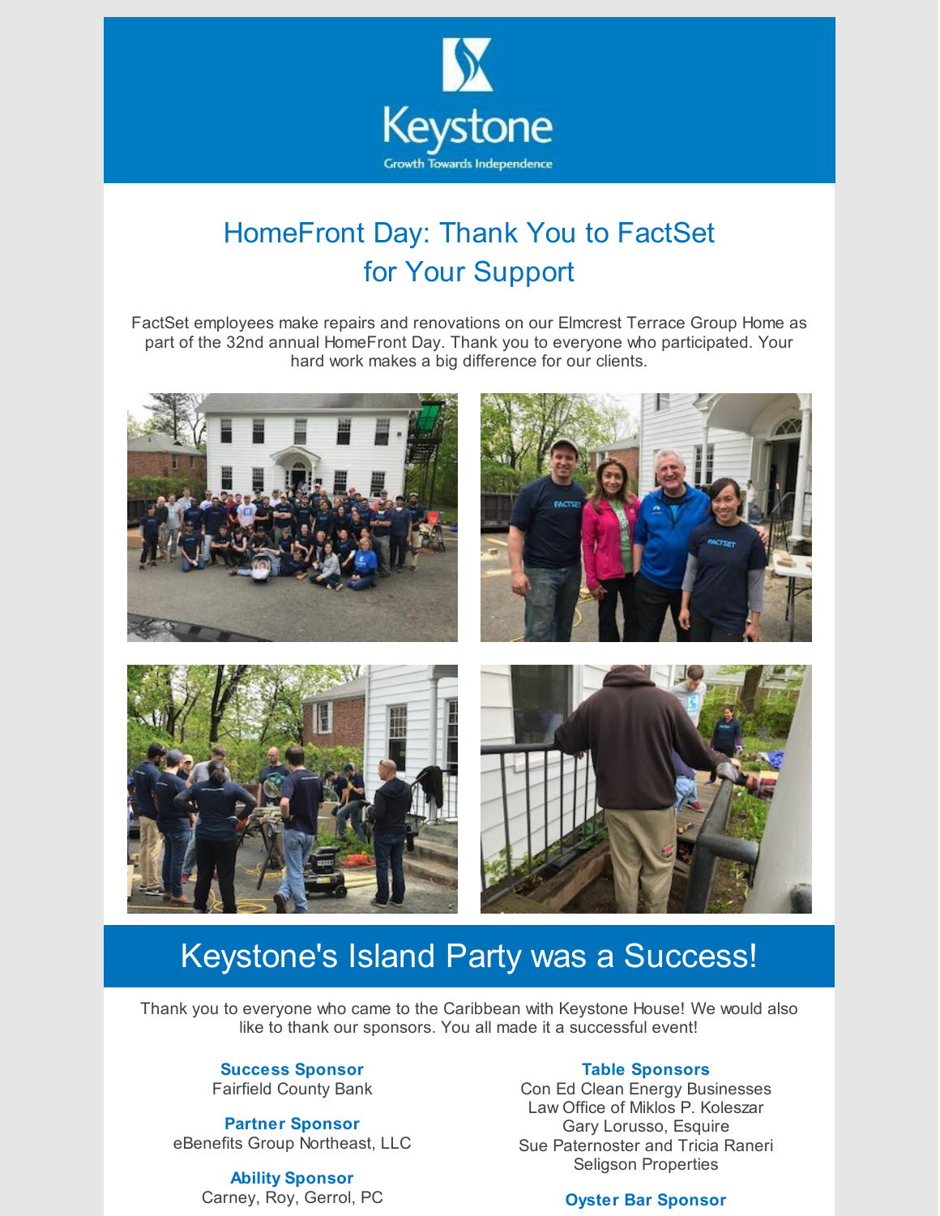# Keystone

Growth Towards Independence

## HomeFront Day: Thank You to FactSet for Your Support

FactSet employees make repairs and renovations on our Elmcrest Terrace Group Home as part of the 32nd annual HomeFront Day. Thank you to everyone who participated. Your hard work makes a big difference for our clients.

## Keystone's Island Party was a Success!

Thank you to everyone who came to the Caribbean with Keystone House! We would also like to thank our sponsors. You all made it a successful event!

**Success Sponsor**
Fairfield County Bank

**Partner Sponsor**
eBenefits Group Northeast, LLC

**Ability Sponsor**
Carney, Roy, Gerrol, PC

**Table Sponsors**
Con Ed Clean Energy Businesses
Law Office of Miklos P. Koleszar
Gary Lorusso, Esquire
Sue Paternoster and Tricia Raneri
Seligson Properties

**Oyster Bar Sponsor**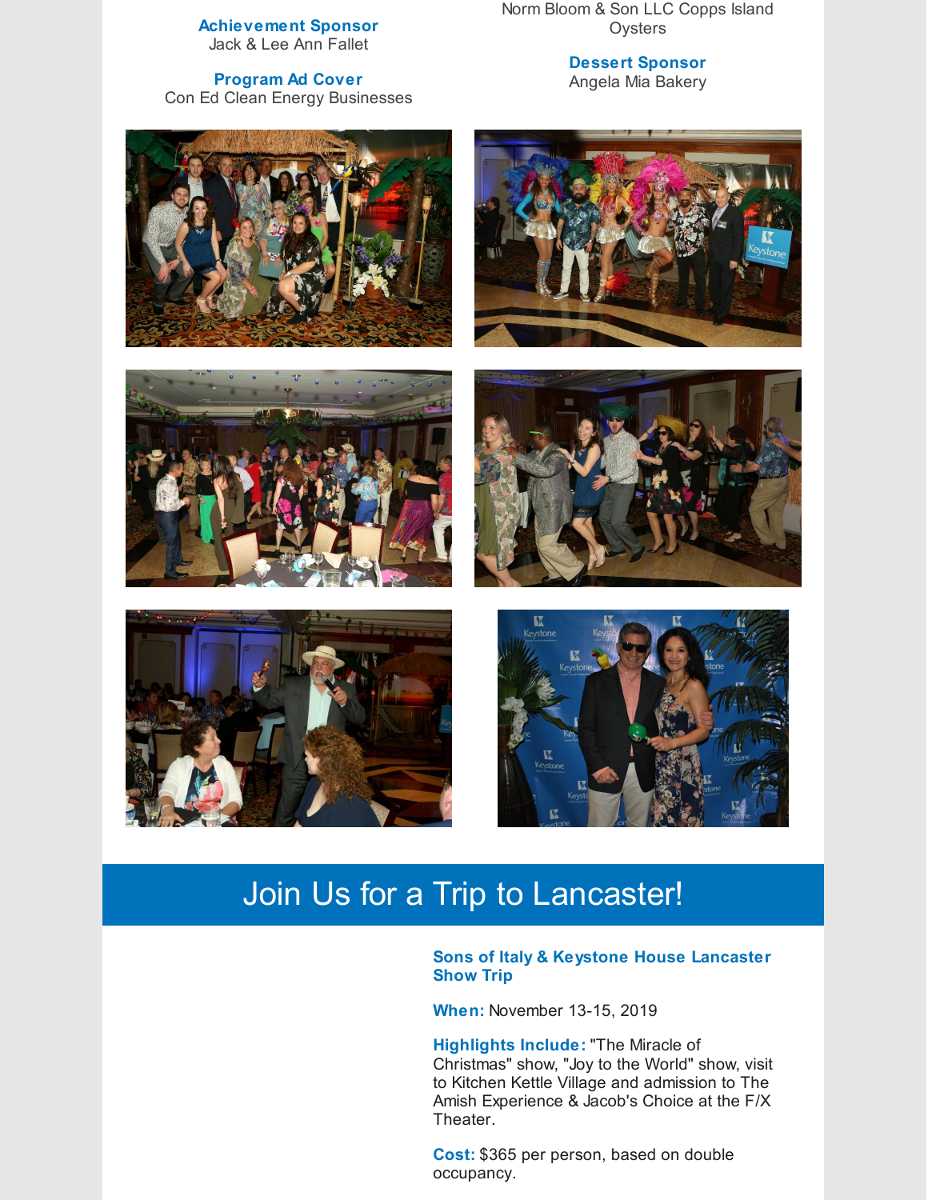**Achievement Sponsor**
Jack & Lee Ann Fallet

**Program Ad Cover**
Con Ed Clean Energy Businesses

Norm Bloom & Son LLC Copps Island Oysters

**Dessert Sponsor**
Angela Mia Bakery

## Join Us for a Trip to Lancaster!

**Sons of Italy & Keystone House Lancaster Show Trip**

**When:** November 13-15, 2019

**Highlights Include:** "The Miracle of Christmas" show, "Joy to the World" show, visit to Kitchen Kettle Village and admission to The Amish Experience & Jacob's Choice at the F/X Theater.

**Cost:** $365 per person, based on double occupancy.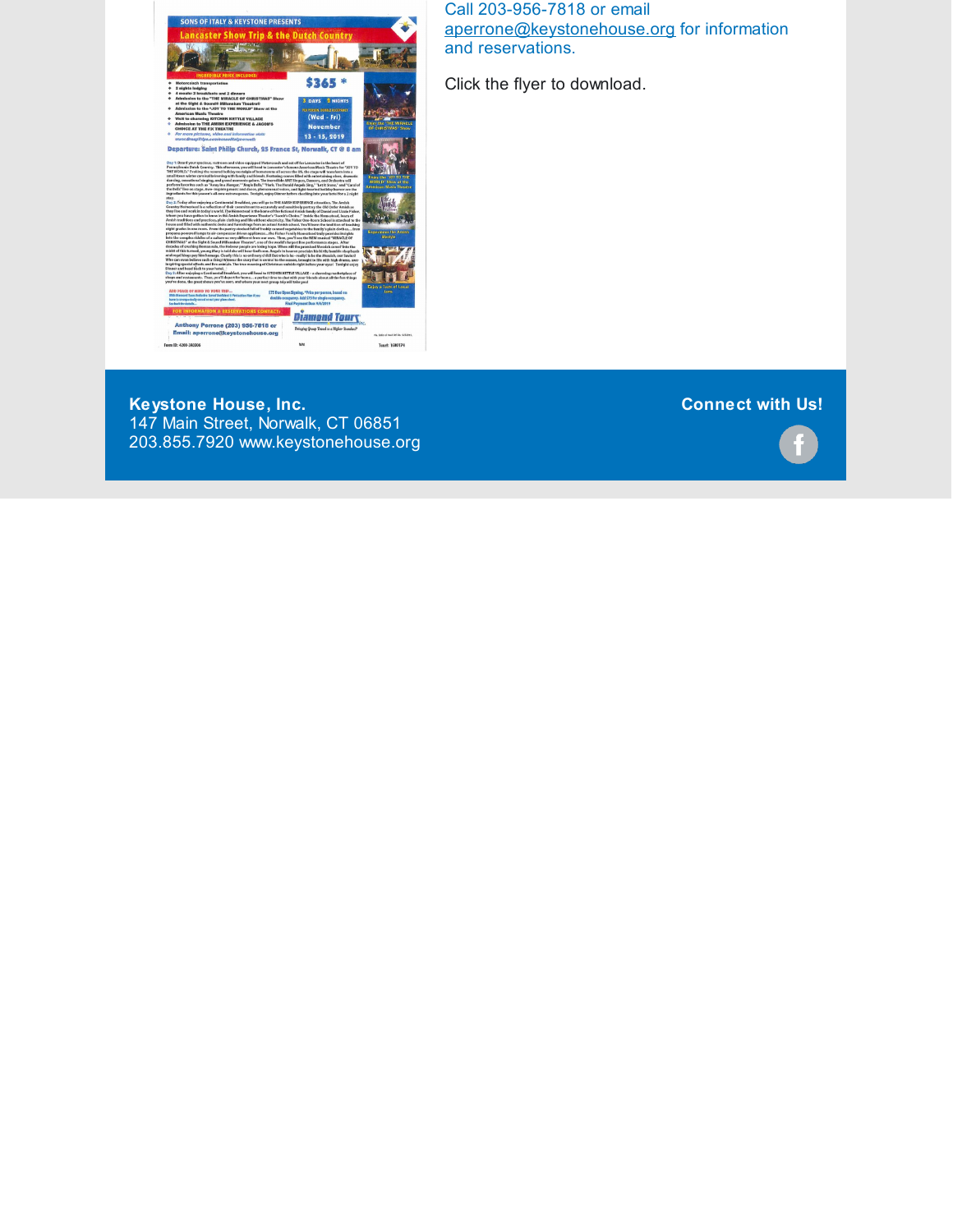Call 203-956-7818 or email aperrone@keystonehouse.org for information and reservations.

Click the flyer to download.

**Keystone House, Inc.**
147 Main Street, Norwalk, CT 06851
203.855.7920 www.keystonehouse.org

**Connect with Us!**